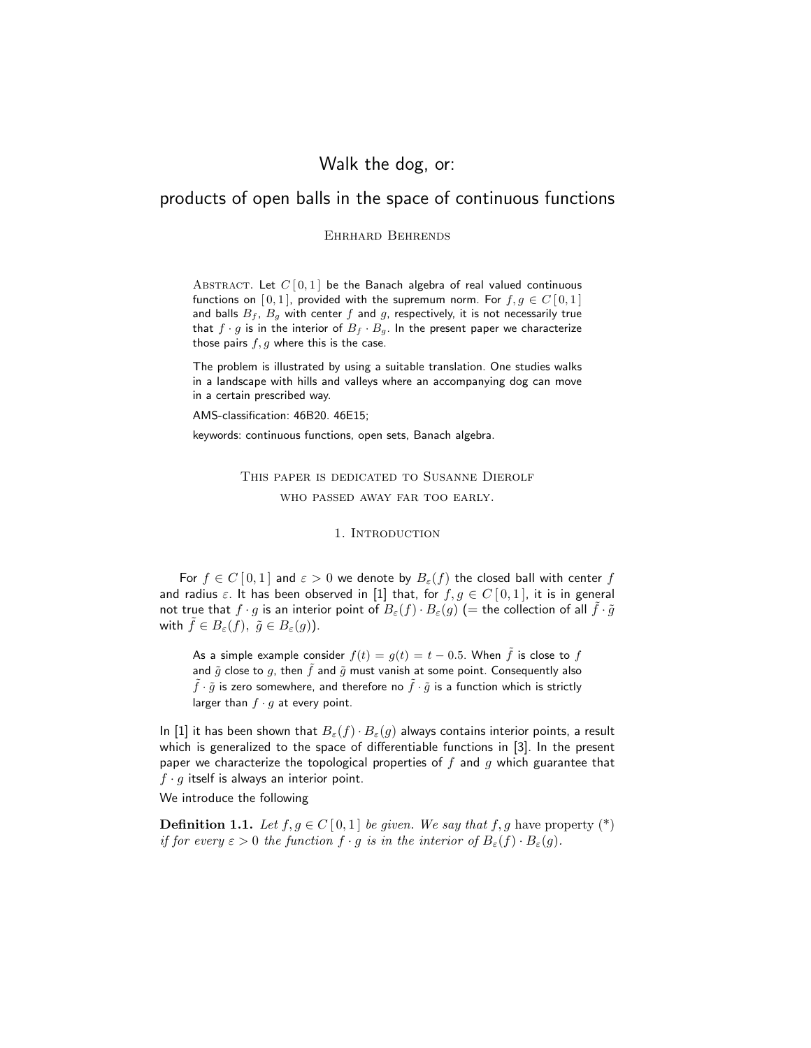# Walk the dog, or:

## products of open balls in the space of continuous functions

Ehrhard Behrends

Abstract. Let $C[0,1]$ be the Banach algebra of real valued continuous functions on $[0,1]$, provided with the supremum norm. For $f, g \in C[0,1]$ and balls $B_f$, $B_g$ with center $f$ and $g$, respectively, it is not necessarily true that $f \cdot g$ is in the interior of $B_f \cdot B_g$. In the present paper we characterize those pairs $f, g$ where this is the case.

The problem is illustrated by using a suitable translation. One studies walks in a landscape with hills and valleys where an accompanying dog can move in a certain prescribed way.

AMS-classification: 46B20. 46E15;

keywords: continuous functions, open sets, Banach algebra.

This paper is dedicated to Susanne Dierolf who passed away far too early.

### 1. Introduction

For $f \in C[0,1]$ and $\varepsilon > 0$ we denote by $B_\varepsilon(f)$ the closed ball with center $f$ and radius $\varepsilon$. It has been observed in [1] that, for $f, g \in C[0,1]$, it is in general not true that $f \cdot g$ is an interior point of $B_\varepsilon(f) \cdot B_\varepsilon(g)$ (= the collection of all $\tilde{f} \cdot \tilde{g}$ with $\tilde{f} \in B_\varepsilon(f)$, $\tilde{g} \in B_\varepsilon(g)$).

> As a simple example consider $f(t) = g(t) = t - 0.5$. When $\tilde{f}$ is close to $f$ and $\tilde{g}$ close to $g$, then $\tilde{f}$ and $\tilde{g}$ must vanish at some point. Consequently also $\tilde{f} \cdot \tilde{g}$ is zero somewhere, and therefore no $\tilde{f} \cdot \tilde{g}$ is a function which is strictly larger than $f \cdot g$ at every point.

In [1] it has been shown that $B_\varepsilon(f) \cdot B_\varepsilon(g)$ always contains interior points, a result which is generalized to the space of differentiable functions in [3]. In the present paper we characterize the topological properties of $f$ and $g$ which guarantee that $f \cdot g$ itself is always an interior point.

We introduce the following

**Definition 1.1.** *Let $f, g \in C[0,1]$ be given. We say that $f, g$* have property (\*) *if for every $\varepsilon > 0$ the function $f \cdot g$ is in the interior of $B_\varepsilon(f) \cdot B_\varepsilon(g)$.*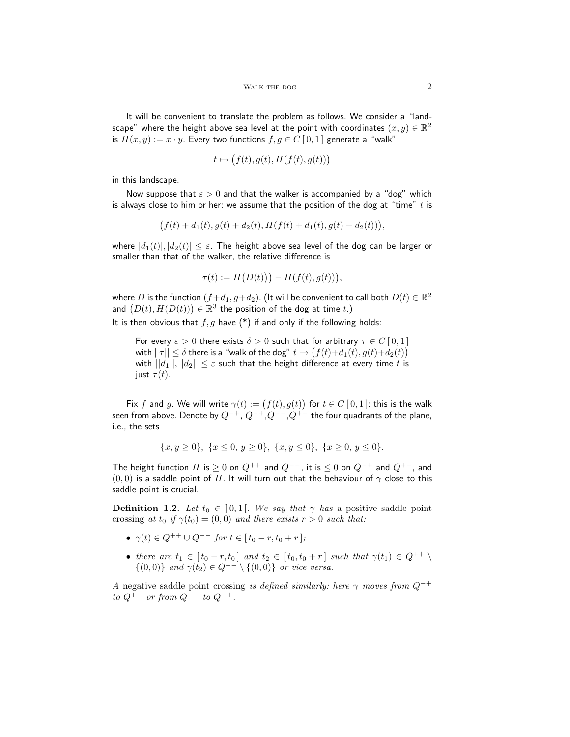It will be convenient to translate the problem as follows. We consider a "landscape" where the height above sea level at the point with coordinates $(x, y) \in \mathbb{R}^2$ is $H(x, y) := x \cdot y$. Every two functions $f, g \in C\,[\,0, 1\,]$ generate a "walk"

$$t \mapsto \big(f(t), g(t), H(f(t), g(t))\big)$$

in this landscape.

Now suppose that $\varepsilon > 0$ and that the walker is accompanied by a "dog" which is always close to him or her: we assume that the position of the dog at "time" $t$ is

$$\big(f(t) + d_1(t), g(t) + d_2(t), H(f(t) + d_1(t), g(t) + d_2(t))\big),$$

where $|d_1(t)|, |d_2(t)| \leq \varepsilon$. The height above sea level of the dog can be larger or smaller than that of the walker, the relative difference is

$$\tau(t) := H\big(D(t)\big)\big) - H(f(t), g(t))\big),$$

where $D$ is the function $(f + d_1, g + d_2)$. (It will be convenient to call both $D(t) \in \mathbb{R}^2$ and $\big(D(t), H(D(t))\big) \in \mathbb{R}^3$ the position of the dog at time $t$.)

It is then obvious that $f, g$ have (*) if and only if the following holds:

> For every $\varepsilon > 0$ there exists $\delta > 0$ such that for arbitrary $\tau \in C\,[\,0, 1\,]$ with $||\tau|| \leq \delta$ there is a "walk of the dog" $t \mapsto \big(f(t) + d_1(t), g(t) + d_2(t)\big)$ with $||d_1||, ||d_2|| \leq \varepsilon$ such that the height difference at every time $t$ is just $\tau(t)$.

Fix $f$ and $g$. We will write $\gamma(t) := \big(f(t), g(t)\big)$ for $t \in C\,[\,0, 1\,]$: this is the walk seen from above. Denote by $Q^{++}$, $Q^{-+}$, $Q^{--}$, $Q^{+-}$ the four quadrants of the plane, i.e., the sets

$$\{x, y \geq 0\},\ \{x \leq 0,\, y \geq 0\},\ \{x, y \leq 0\},\ \{x \geq 0,\, y \leq 0\}.$$

The height function $H$ is $\geq 0$ on $Q^{++}$ and $Q^{--}$, it is $\leq 0$ on $Q^{-+}$ and $Q^{+-}$, and $(0, 0)$ is a saddle point of $H$. It will turn out that the behaviour of $\gamma$ close to this saddle point is crucial.

**Definition 1.2.** *Let $t_0 \in \,]\,0, 1\,[$. We say that $\gamma$ has* a positive saddle point crossing *at $t_0$ if $\gamma(t_0) = (0, 0)$ and there exists $r > 0$ such that:*

- *$\gamma(t) \in Q^{++} \cup Q^{--}$ for $t \in [\,t_0 - r, t_0 + r\,]$;*
- *there are $t_1 \in [\,t_0 - r, t_0\,]$ and $t_2 \in [\,t_0, t_0 + r\,]$ such that $\gamma(t_1) \in Q^{++} \setminus \{(0, 0)\}$ and $\gamma(t_2) \in Q^{--} \setminus \{(0, 0)\}$ or vice versa.*

*A* negative saddle point crossing *is defined similarly: here $\gamma$ moves from $Q^{-+}$ to $Q^{+-}$ or from $Q^{+-}$ to $Q^{-+}$.*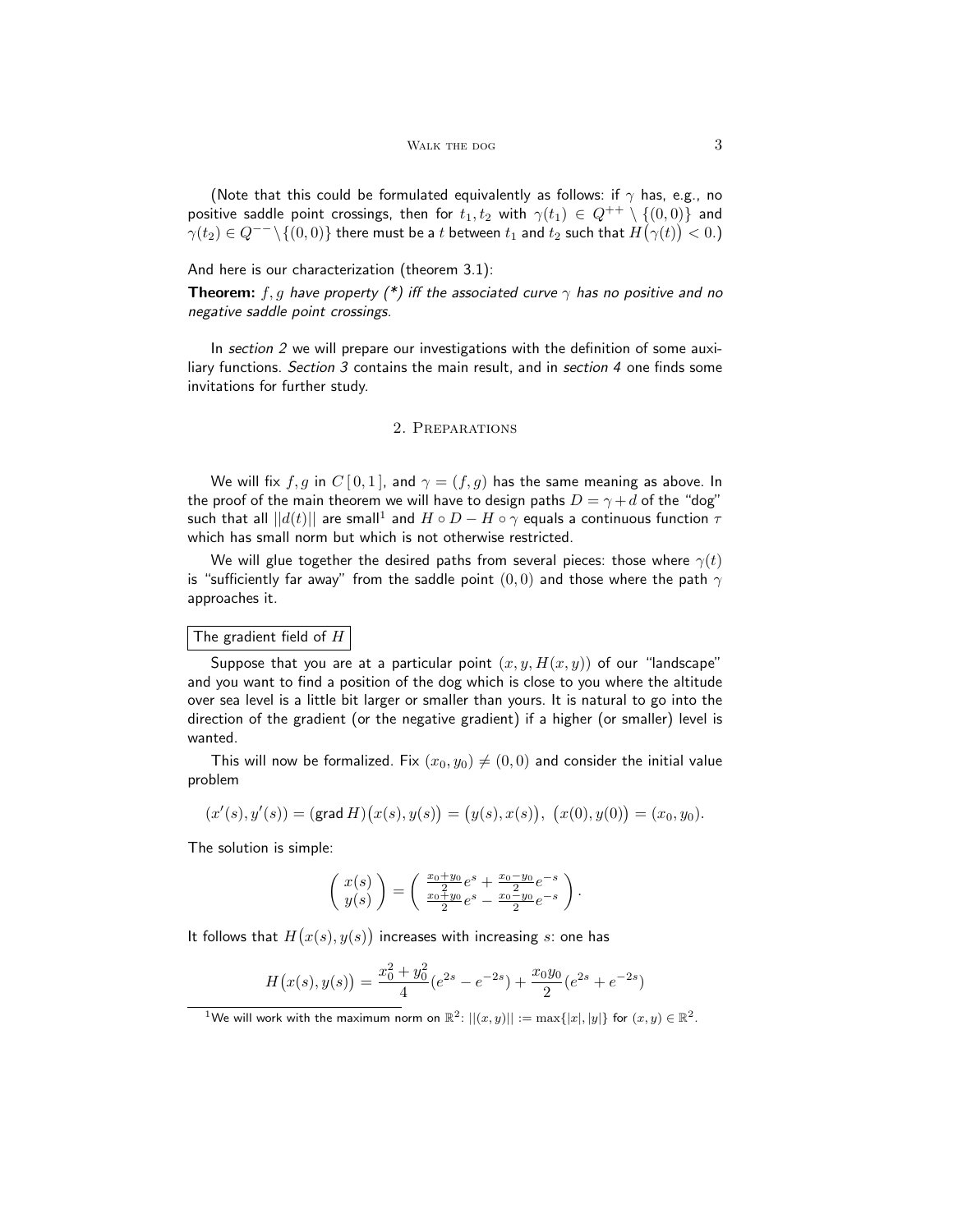(Note that this could be formulated equivalently as follows: if $\gamma$ has, e.g., no positive saddle point crossings, then for $t_1, t_2$ with $\gamma(t_1) \in Q^{++} \setminus \{(0,0)\}$ and $\gamma(t_2) \in Q^{--} \setminus \{(0,0)\}$ there must be a $t$ between $t_1$ and $t_2$ such that $H\big(\gamma(t)\big) < 0$.)

And here is our characterization (theorem 3.1):

**Theorem:** *$f, g$ have property (\*) iff the associated curve $\gamma$ has no positive and no negative saddle point crossings.*

In *section 2* we will prepare our investigations with the definition of some auxiliary functions. *Section 3* contains the main result, and in *section 4* one finds some invitations for further study.

## 2. Preparations

We will fix $f, g$ in $C\,[\,0,1\,]$, and $\gamma = (f,g)$ has the same meaning as above. In the proof of the main theorem we will have to design paths $D = \gamma + d$ of the "dog" such that all $||d(t)||$ are small[1] and $H \circ D - H \circ \gamma$ equals a continuous function $\tau$ which has small norm but which is not otherwise restricted.

We will glue together the desired paths from several pieces: those where $\gamma(t)$ is "sufficiently far away" from the saddle point $(0,0)$ and those where the path $\gamma$ approaches it.

### The gradient field of $H$

Suppose that you are at a particular point $(x, y, H(x,y))$ of our "landscape" and you want to find a position of the dog which is close to you where the altitude over sea level is a little bit larger or smaller than yours. It is natural to go into the direction of the gradient (or the negative gradient) if a higher (or smaller) level is wanted.

This will now be formalized. Fix $(x_0, y_0) \neq (0,0)$ and consider the initial value problem

$$(x'(s), y'(s)) = (\operatorname{grad} H)\big(x(s), y(s)\big) = \big(y(s), x(s)\big),\ \big(x(0), y(0)\big) = (x_0, y_0).$$

The solution is simple:

$$\begin{pmatrix} x(s) \\ y(s) \end{pmatrix} = \begin{pmatrix} \frac{x_0+y_0}{2}e^{s} + \frac{x_0-y_0}{2}e^{-s} \\ \frac{x_0+y_0}{2}e^{s} - \frac{x_0-y_0}{2}e^{-s} \end{pmatrix}.$$

It follows that $H\big(x(s), y(s)\big)$ increases with increasing $s$: one has

$$H\big(x(s), y(s)\big) = \frac{x_0^2 + y_0^2}{4}(e^{2s} - e^{-2s}) + \frac{x_0 y_0}{2}(e^{2s} + e^{-2s})$$

[1] We will work with the maximum norm on $\mathbb{R}^2$: $||(x,y)|| := \max\{|x|, |y|\}$ for $(x,y) \in \mathbb{R}^2$.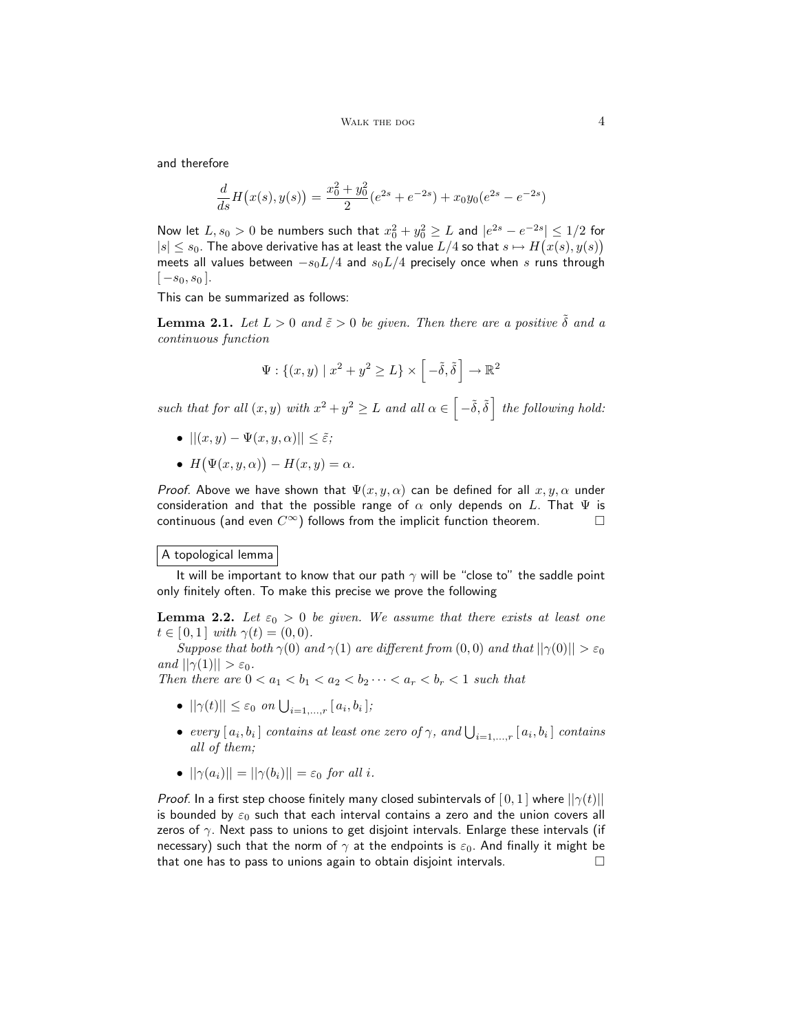and therefore

$$\frac{d}{ds}H\big(x(s), y(s)\big) = \frac{x_0^2 + y_0^2}{2}(e^{2s} + e^{-2s}) + x_0 y_0 (e^{2s} - e^{-2s})$$

Now let $L, s_0 > 0$ be numbers such that $x_0^2 + y_0^2 \geq L$ and $|e^{2s} - e^{-2s}| \leq 1/2$ for $|s| \leq s_0$. The above derivative has at least the value $L/4$ so that $s \mapsto H\big(x(s), y(s)\big)$ meets all values between $-s_0 L/4$ and $s_0 L/4$ precisely once when $s$ runs through $[\,-s_0, s_0\,]$.

This can be summarized as follows:

**Lemma 2.1.** *Let $L > 0$ and $\tilde{\varepsilon} > 0$ be given. Then there are a positive $\tilde{\delta}$ and a continuous function*

$$\Psi : \{(x, y) \mid x^2 + y^2 \geq L\} \times \left[-\tilde{\delta}, \tilde{\delta}\right] \to \mathbb{R}^2$$

*such that for all $(x, y)$ with $x^2 + y^2 \geq L$ and all $\alpha \in \left[-\tilde{\delta}, \tilde{\delta}\right]$ the following hold:*

- $||(x, y) - \Psi(x, y, \alpha)|| \leq \tilde{\varepsilon}$;
- $H\big(\Psi(x, y, \alpha)\big) - H(x, y) = \alpha$.

*Proof.* Above we have shown that $\Psi(x, y, \alpha)$ can be defined for all $x, y, \alpha$ under consideration and that the possible range of $\alpha$ only depends on $L$. That $\Psi$ is continuous (and even $C^\infty$) follows from the implicit function theorem. □

**A topological lemma**

It will be important to know that our path $\gamma$ will be "close to" the saddle point only finitely often. To make this precise we prove the following

**Lemma 2.2.** *Let $\varepsilon_0 > 0$ be given. We assume that there exists at least one $t \in [\,0, 1\,]$ with $\gamma(t) = (0, 0)$.*

*Suppose that both $\gamma(0)$ and $\gamma(1)$ are different from $(0, 0)$ and that $||\gamma(0)|| > \varepsilon_0$ and $||\gamma(1)|| > \varepsilon_0$.*

*Then there are $0 < a_1 < b_1 < a_2 < b_2 \cdots < a_r < b_r < 1$ such that*

- $||\gamma(t)|| \leq \varepsilon_0$ *on* $\bigcup_{i=1,\ldots,r} [\,a_i, b_i\,]$;
- *every* $[\,a_i, b_i\,]$ *contains at least one zero of* $\gamma$, *and* $\bigcup_{i=1,\ldots,r} [\,a_i, b_i\,]$ *contains all of them;*
- $||\gamma(a_i)|| = ||\gamma(b_i)|| = \varepsilon_0$ *for all* $i$.

*Proof.* In a first step choose finitely many closed subintervals of $[\,0, 1\,]$ where $||\gamma(t)||$ is bounded by $\varepsilon_0$ such that each interval contains a zero and the union covers all zeros of $\gamma$. Next pass to unions to get disjoint intervals. Enlarge these intervals (if necessary) such that the norm of $\gamma$ at the endpoints is $\varepsilon_0$. And finally it might be that one has to pass to unions again to obtain disjoint intervals. □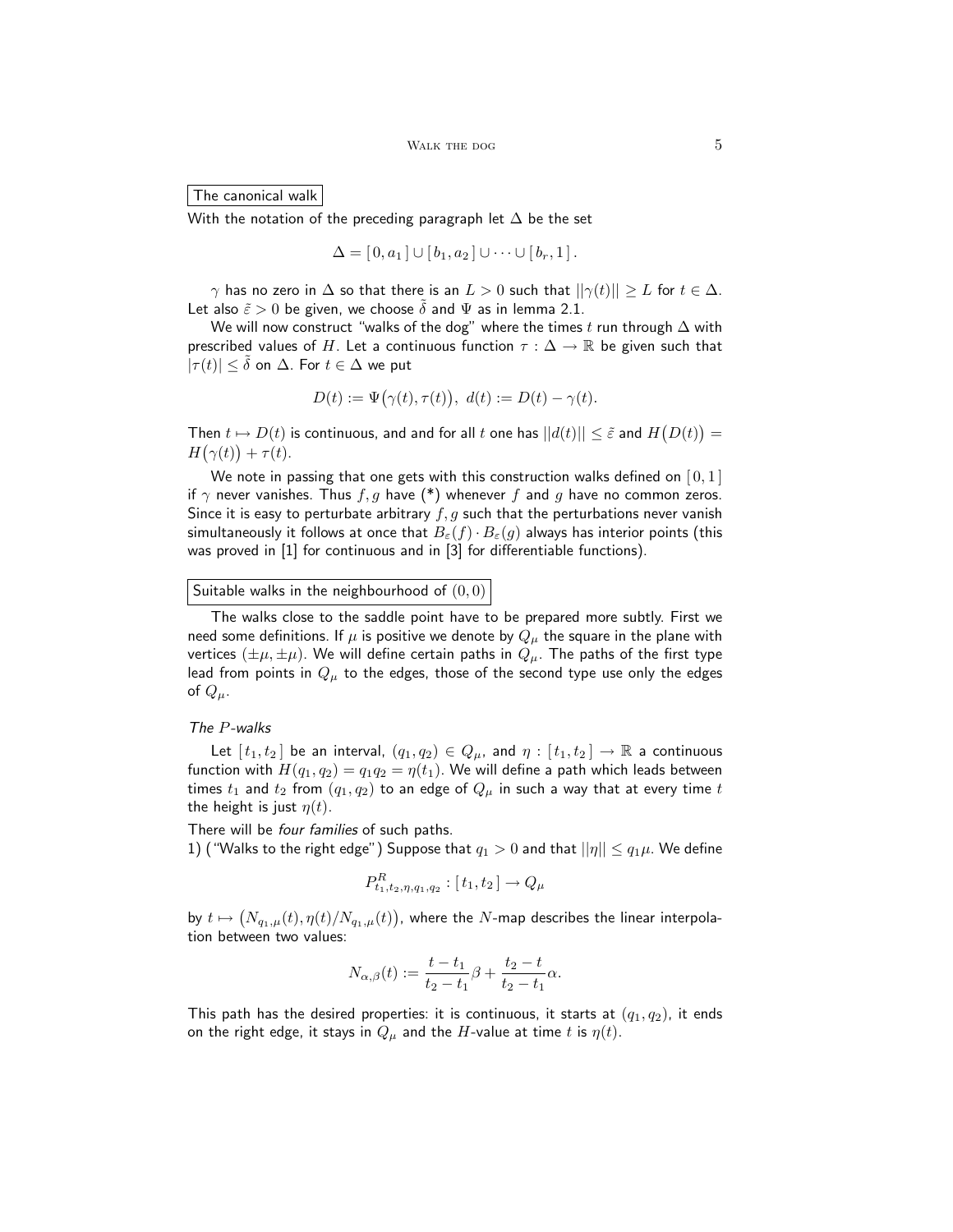**The canonical walk**

With the notation of the preceding paragraph let $\Delta$ be the set

$$\Delta = [\,0, a_1\,] \cup [\,b_1, a_2\,] \cup \cdots \cup [\,b_r, 1\,].$$

$\gamma$ has no zero in $\Delta$ so that there is an $L > 0$ such that $||\gamma(t)|| \geq L$ for $t \in \Delta$. Let also $\tilde{\varepsilon} > 0$ be given, we choose $\tilde{\delta}$ and $\Psi$ as in lemma 2.1.

We will now construct "walks of the dog" where the times $t$ run through $\Delta$ with prescribed values of $H$. Let a continuous function $\tau : \Delta \to \mathbb{R}$ be given such that $|\tau(t)| \leq \tilde{\delta}$ on $\Delta$. For $t \in \Delta$ we put

$$D(t) := \Psi\big(\gamma(t), \tau(t)\big), \; d(t) := D(t) - \gamma(t).$$

Then $t \mapsto D(t)$ is continuous, and and for all $t$ one has $||d(t)|| \leq \tilde{\varepsilon}$ and $H\big(D(t)\big) = H\big(\gamma(t)\big) + \tau(t)$.

We note in passing that one gets with this construction walks defined on $[\,0, 1\,]$ if $\gamma$ never vanishes. Thus $f, g$ have (*) whenever $f$ and $g$ have no common zeros. Since it is easy to perturbate arbitrary $f, g$ such that the perturbations never vanish simultaneously it follows at once that $B_\varepsilon(f) \cdot B_\varepsilon(g)$ always has interior points (this was proved in [1] for continuous and in [3] for differentiable functions).

**Suitable walks in the neighbourhood of $(0, 0)$**

The walks close to the saddle point have to be prepared more subtly. First we need some definitions. If $\mu$ is positive we denote by $Q_\mu$ the square in the plane with vertices $(\pm\mu, \pm\mu)$. We will define certain paths in $Q_\mu$. The paths of the first type lead from points in $Q_\mu$ to the edges, those of the second type use only the edges of $Q_\mu$.

*The $P$-walks*

Let $[\,t_1, t_2\,]$ be an interval, $(q_1, q_2) \in Q_\mu$, and $\eta : [\,t_1, t_2\,] \to \mathbb{R}$ a continuous function with $H(q_1, q_2) = q_1 q_2 = \eta(t_1)$. We will define a path which leads between times $t_1$ and $t_2$ from $(q_1, q_2)$ to an edge of $Q_\mu$ in such a way that at every time $t$ the height is just $\eta(t)$.

There will be *four families* of such paths.

1) ("Walks to the right edge") Suppose that $q_1 > 0$ and that $||\eta|| \leq q_1 \mu$. We define

$$P^R_{t_1, t_2, \eta, q_1, q_2} : [\,t_1, t_2\,] \to Q_\mu$$

by $t \mapsto \big(N_{q_1,\mu}(t), \eta(t)/N_{q_1,\mu}(t)\big)$, where the $N$-map describes the linear interpolation between two values:

$$N_{\alpha,\beta}(t) := \frac{t - t_1}{t_2 - t_1}\beta + \frac{t_2 - t}{t_2 - t_1}\alpha.$$

This path has the desired properties: it is continuous, it starts at $(q_1, q_2)$, it ends on the right edge, it stays in $Q_\mu$ and the $H$-value at time $t$ is $\eta(t)$.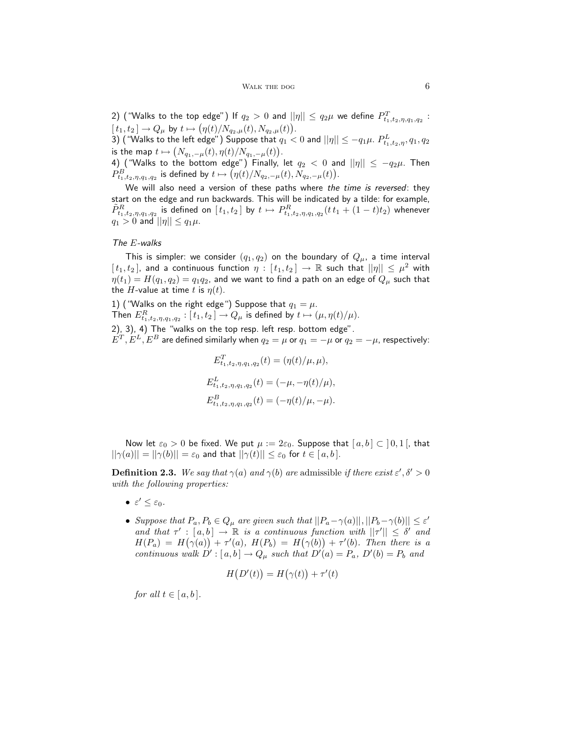2) ("Walks to the top edge") If $q_2 > 0$ and $||\eta|| \le q_2\mu$ we define $P^T_{t_1,t_2,\eta,q_1,q_2} : [\,t_1, t_2\,] \to Q_\mu$ by $t \mapsto \big(\eta(t)/N_{q_2,\mu}(t), N_{q_2,\mu}(t)\big)$.

3) ("Walks to the left edge") Suppose that $q_1 < 0$ and $||\eta|| \le -q_1\mu$. $P^L_{t_1,t_2,\eta}, q_1, q_2$ is the map $t \mapsto \big(N_{q_1,-\mu}(t), \eta(t)/N_{q_1,-\mu}(t)\big)$.

4) ("Walks to the bottom edge") Finally, let $q_2 < 0$ and $||\eta|| \le -q_2\mu$. Then $P^B_{t_1,t_2,\eta,q_1,q_2}$ is defined by $t \mapsto \big(\eta(t)/N_{q_2,-\mu}(t), N_{q_2,-\mu}(t)\big)$.

We will also need a version of these paths where *the time is reversed*: they start on the edge and run backwards. This will be indicated by a tilde: for example, $\tilde{P}^R_{t_1,t_2,\eta,q_1,q_2}$ is defined on $[\,t_1, t_2\,]$ by $t \mapsto P^R_{t_1,t_2,\eta,q_1,q_2}(t\,t_1 + (1-t)t_2)$ whenever $q_1 > 0$ and $||\eta|| \le q_1\mu$.

*The $E$-walks*

This is simpler: we consider $(q_1, q_2)$ on the boundary of $Q_\mu$, a time interval $[\,t_1, t_2\,]$, and a continuous function $\eta : [\,t_1, t_2\,] \to \mathbb{R}$ such that $||\eta|| \le \mu^2$ with $\eta(t_1) = H(q_1, q_2) = q_1 q_2$, and we want to find a path on an edge of $Q_\mu$ such that the $H$-value at time $t$ is $\eta(t)$.

1) ("Walks on the right edge") Suppose that $q_1 = \mu$.
Then $E^R_{t_1,t_2,\eta,q_1,q_2} : [\,t_1, t_2\,] \to Q_\mu$ is defined by $t \mapsto (\mu, \eta(t)/\mu)$.

2), 3), 4) The "walks on the top resp. left resp. bottom edge".
$E^T, E^L, E^B$ are defined similarly when $q_2 = \mu$ or $q_1 = -\mu$ or $q_2 = -\mu$, respectively:

$$E^T_{t_1,t_2,\eta,q_1,q_2}(t) = (\eta(t)/\mu, \mu),$$

$$E^L_{t_1,t_2,\eta,q_1,q_2}(t) = (-\mu, -\eta(t)/\mu),$$

$$E^B_{t_1,t_2,\eta,q_1,q_2}(t) = (-\eta(t)/\mu, -\mu).$$

Now let $\varepsilon_0 > 0$ be fixed. We put $\mu := 2\varepsilon_0$. Suppose that $[\,a, b\,] \subset \,]\,0, 1\,[$, that $||\gamma(a)|| = ||\gamma(b)|| = \varepsilon_0$ and that $||\gamma(t)|| \le \varepsilon_0$ for $t \in [\,a, b\,]$.

**Definition 2.3.** *We say that $\gamma(a)$ and $\gamma(b)$ are* admissible *if there exist $\varepsilon', \delta' > 0$ with the following properties:*

- $\varepsilon' \le \varepsilon_0$.
- *Suppose that $P_a, P_b \in Q_\mu$ are given such that $||P_a - \gamma(a)||, ||P_b - \gamma(b)|| \le \varepsilon'$ and that $\tau' : [\,a, b\,] \to \mathbb{R}$ is a continuous function with $||\tau'|| \le \delta'$ and $H(P_a) = H\big(\gamma(a)\big) + \tau'(a)$, $H(P_b) = H\big(\gamma(b)\big) + \tau'(b)$. Then there is a continuous walk $D' : [\,a, b\,] \to Q_\mu$ such that $D'(a) = P_a$, $D'(b) = P_b$ and*

$$H\big(D'(t)\big) = H\big(\gamma(t)\big) + \tau'(t)$$

*for all $t \in [\,a, b\,]$.*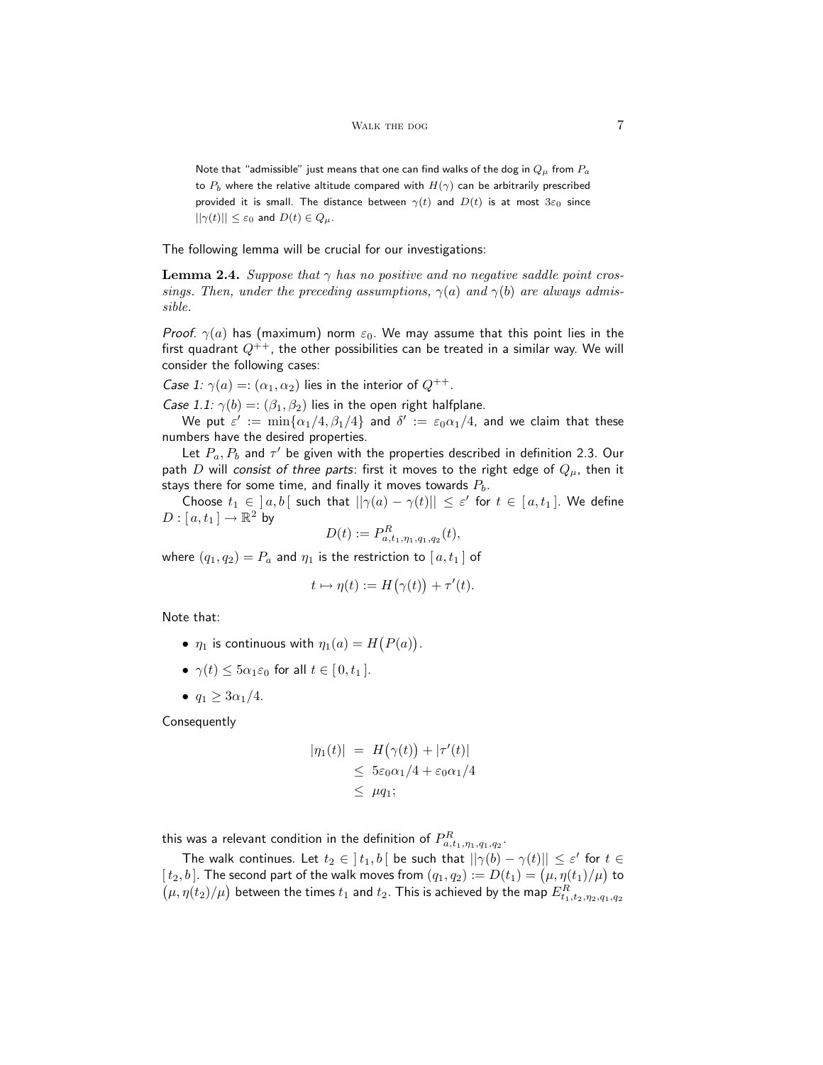Note that "admissible" just means that one can find walks of the dog in $Q_\mu$ from $P_a$ to $P_b$ where the relative altitude compared with $H(\gamma)$ can be arbitrarily prescribed provided it is small. The distance between $\gamma(t)$ and $D(t)$ is at most $3\varepsilon_0$ since $||\gamma(t)|| \leq \varepsilon_0$ and $D(t) \in Q_\mu$.

The following lemma will be crucial for our investigations:

**Lemma 2.4.** *Suppose that $\gamma$ has no positive and no negative saddle point crossings. Then, under the preceding assumptions, $\gamma(a)$ and $\gamma(b)$ are always admissible.*

*Proof.* $\gamma(a)$ has (maximum) norm $\varepsilon_0$. We may assume that this point lies in the first quadrant $Q^{++}$, the other possibilities can be treated in a similar way. We will consider the following cases:

*Case 1:* $\gamma(a) =: (\alpha_1, \alpha_2)$ lies in the interior of $Q^{++}$.

*Case 1.1:* $\gamma(b) =: (\beta_1, \beta_2)$ lies in the open right halfplane.

We put $\varepsilon' := \min\{\alpha_1/4, \beta_1/4\}$ and $\delta' := \varepsilon_0 \alpha_1/4$, and we claim that these numbers have the desired properties.

Let $P_a, P_b$ and $\tau'$ be given with the properties described in definition 2.3. Our path $D$ will *consist of three parts*: first it moves to the right edge of $Q_\mu$, then it stays there for some time, and finally it moves towards $P_b$.

Choose $t_1 \in \,]\,a, b\,[$ such that $||\gamma(a) - \gamma(t)|| \leq \varepsilon'$ for $t \in [\,a, t_1\,]$. We define $D : [\,a, t_1\,] \to \mathbb{R}^2$ by

$$D(t) := P^R_{a,t_1,\eta_1,q_1,q_2}(t),$$

where $(q_1, q_2) = P_a$ and $\eta_1$ is the restriction to $[\,a, t_1\,]$ of

$$t \mapsto \eta(t) := H\big(\gamma(t)\big) + \tau'(t).$$

Note that:

- $\eta_1$ is continuous with $\eta_1(a) = H\big(P(a)\big)$.
- $\gamma(t) \leq 5\alpha_1\varepsilon_0$ for all $t \in [\,0, t_1\,]$.
- $q_1 \geq 3\alpha_1/4$.

Consequently

$$\begin{aligned}
|\eta_1(t)| &= H\big(\gamma(t)\big) + |\tau'(t)| \\
&\leq 5\varepsilon_0\alpha_1/4 + \varepsilon_0\alpha_1/4 \\
&\leq \mu q_1;
\end{aligned}$$

this was a relevant condition in the definition of $P^R_{a,t_1,\eta_1,q_1,q_2}$.

The walk continues. Let $t_2 \in \,]\,t_1, b\,[$ be such that $||\gamma(b) - \gamma(t)|| \leq \varepsilon'$ for $t \in [\,t_2, b\,]$. The second part of the walk moves from $(q_1, q_2) := D(t_1) = \big(\mu, \eta(t_1)/\mu\big)$ to $\big(\mu, \eta(t_2)/\mu\big)$ between the times $t_1$ and $t_2$. This is achieved by the map $E^R_{t_1,t_2,\eta_2,q_1,q_2}$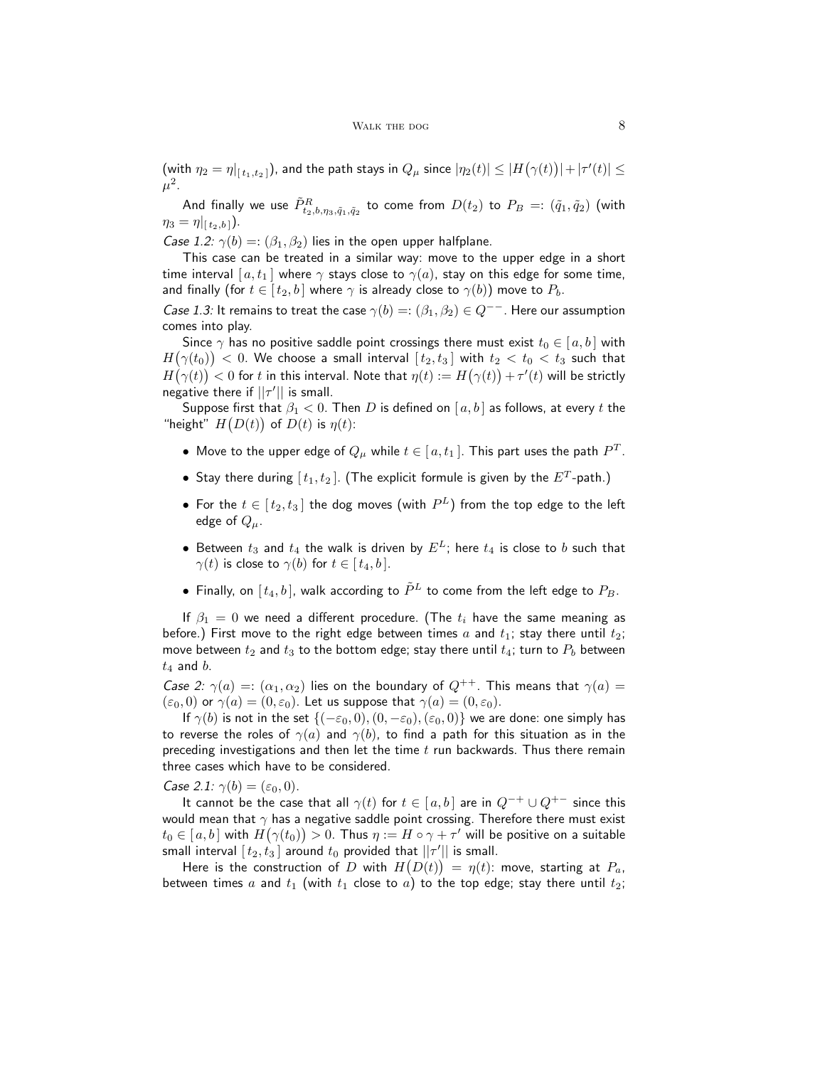(with $\eta_2 = \eta|_{[t_1,t_2]}$), and the path stays in $Q_\mu$ since $|\eta_2(t)| \le |H(\gamma(t))| + |\tau'(t)| \le \mu^2$.

And finally we use $\tilde{P}^R_{t_2,b,\eta_3,\tilde{q}_1,\tilde{q}_2}$ to come from $D(t_2)$ to $P_B =: (\tilde{q}_1, \tilde{q}_2)$ (with $\eta_3 = \eta|_{[t_2,b]}$).

*Case 1.2:* $\gamma(b) =: (\beta_1, \beta_2)$ lies in the open upper halfplane.

This case can be treated in a similar way: move to the upper edge in a short time interval $[a, t_1]$ where $\gamma$ stays close to $\gamma(a)$, stay on this edge for some time, and finally (for $t \in [t_2, b]$ where $\gamma$ is already close to $\gamma(b)$) move to $P_b$.

*Case 1.3:* It remains to treat the case $\gamma(b) =: (\beta_1, \beta_2) \in Q^{--}$. Here our assumption comes into play.

Since $\gamma$ has no positive saddle point crossings there must exist $t_0 \in [a, b]$ with $H(\gamma(t_0)) < 0$. We choose a small interval $[t_2, t_3]$ with $t_2 < t_0 < t_3$ such that $H(\gamma(t)) < 0$ for $t$ in this interval. Note that $\eta(t) := H(\gamma(t)) + \tau'(t)$ will be strictly negative there if $||\tau'||$ is small.

Suppose first that $\beta_1 < 0$. Then $D$ is defined on $[a, b]$ as follows, at every $t$ the "height" $H(D(t))$ of $D(t)$ is $\eta(t)$:

- Move to the upper edge of $Q_\mu$ while $t \in [a, t_1]$. This part uses the path $P^T$.
- Stay there during $[t_1, t_2]$. (The explicit formule is given by the $E^T$-path.)
- For the $t \in [t_2, t_3]$ the dog moves (with $P^L$) from the top edge to the left edge of $Q_\mu$.
- Between $t_3$ and $t_4$ the walk is driven by $E^L$; here $t_4$ is close to $b$ such that $\gamma(t)$ is close to $\gamma(b)$ for $t \in [t_4, b]$.
- Finally, on $[t_4, b]$, walk according to $\tilde{P}^L$ to come from the left edge to $P_B$.

If $\beta_1 = 0$ we need a different procedure. (The $t_i$ have the same meaning as before.) First move to the right edge between times $a$ and $t_1$; stay there until $t_2$; move between $t_2$ and $t_3$ to the bottom edge; stay there until $t_4$; turn to $P_b$ between $t_4$ and $b$.

*Case 2:* $\gamma(a) =: (\alpha_1, \alpha_2)$ lies on the boundary of $Q^{++}$. This means that $\gamma(a) = (\varepsilon_0, 0)$ or $\gamma(a) = (0, \varepsilon_0)$. Let us suppose that $\gamma(a) = (0, \varepsilon_0)$.

If $\gamma(b)$ is not in the set $\{(-\varepsilon_0, 0), (0, -\varepsilon_0), (\varepsilon_0, 0)\}$ we are done: one simply has to reverse the roles of $\gamma(a)$ and $\gamma(b)$, to find a path for this situation as in the preceding investigations and then let the time $t$ run backwards. Thus there remain three cases which have to be considered.

*Case 2.1:* $\gamma(b) = (\varepsilon_0, 0)$.

It cannot be the case that all $\gamma(t)$ for $t \in [a, b]$ are in $Q^{-+} \cup Q^{+-}$ since this would mean that $\gamma$ has a negative saddle point crossing. Therefore there must exist $t_0 \in [a, b]$ with $H(\gamma(t_0)) > 0$. Thus $\eta := H \circ \gamma + \tau'$ will be positive on a suitable small interval $[t_2, t_3]$ around $t_0$ provided that $||\tau'||$ is small.

Here is the construction of $D$ with $H(D(t)) = \eta(t)$: move, starting at $P_a$, between times $a$ and $t_1$ (with $t_1$ close to $a$) to the top edge; stay there until $t_2$;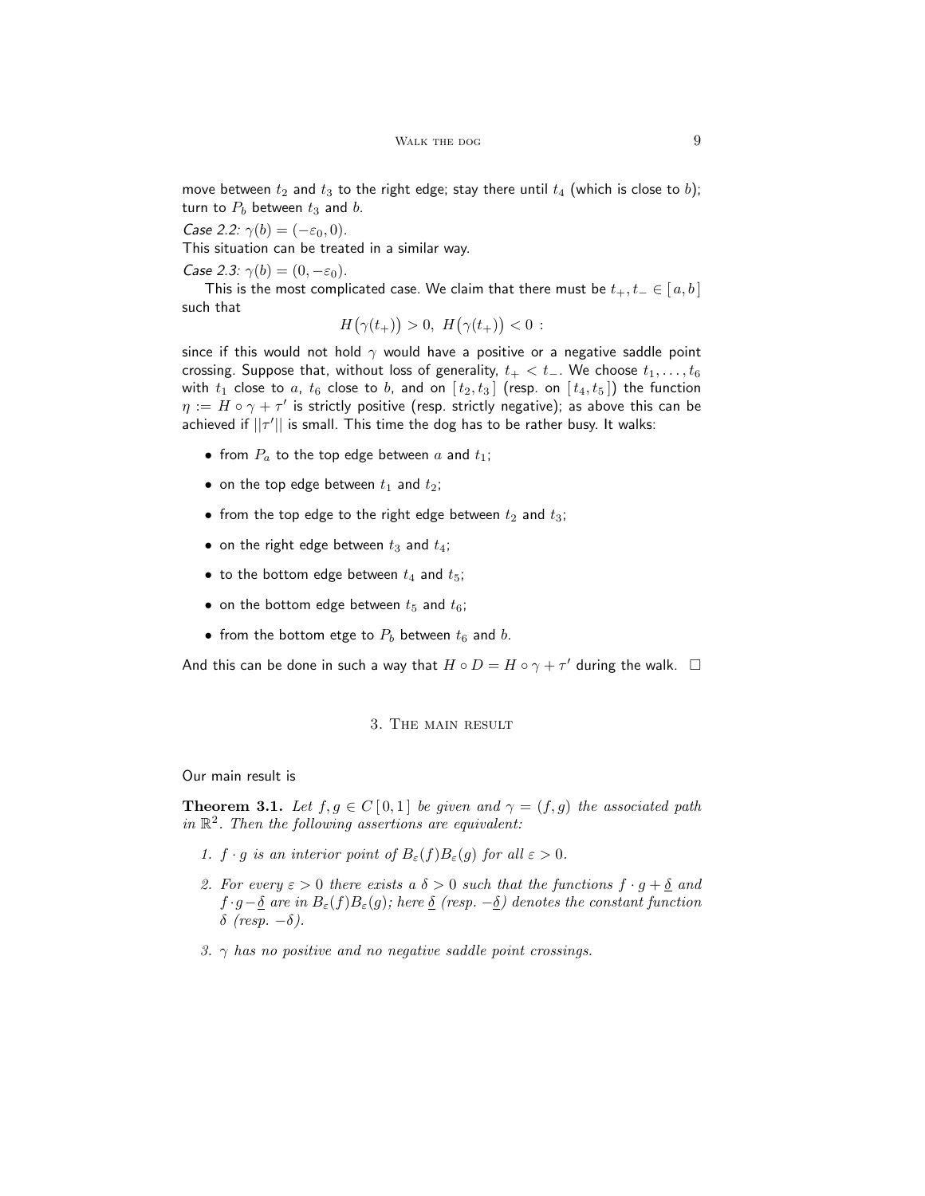move between $t_2$ and $t_3$ to the right edge; stay there until $t_4$ (which is close to $b$); turn to $P_b$ between $t_3$ and $b$.

*Case 2.2:* $\gamma(b) = (-\varepsilon_0, 0)$.
This situation can be treated in a similar way.

*Case 2.3:* $\gamma(b) = (0, -\varepsilon_0)$.

This is the most complicated case. We claim that there must be $t_+, t_- \in [\,a, b\,]$ such that

$$H\big(\gamma(t_+)\big) > 0,\ H\big(\gamma(t_+)\big) < 0\ :$$

since if this would not hold $\gamma$ would have a positive or a negative saddle point crossing. Suppose that, without loss of generality, $t_+ < t_-$. We choose $t_1, \ldots, t_6$ with $t_1$ close to $a$, $t_6$ close to $b$, and on $[\,t_2, t_3\,]$ (resp. on $[\,t_4, t_5\,]$) the function $\eta := H \circ \gamma + \tau'$ is strictly positive (resp. strictly negative); as above this can be achieved if $||\tau'||$ is small. This time the dog has to be rather busy. It walks:

- from $P_a$ to the top edge between $a$ and $t_1$;
- on the top edge between $t_1$ and $t_2$;
- from the top edge to the right edge between $t_2$ and $t_3$;
- on the right edge between $t_3$ and $t_4$;
- to the bottom edge between $t_4$ and $t_5$;
- on the bottom edge between $t_5$ and $t_6$;
- from the bottom etge to $P_b$ between $t_6$ and $b$.

And this can be done in such a way that $H \circ D = H \circ \gamma + \tau'$ during the walk. $\square$

## 3. The main result

Our main result is

**Theorem 3.1.** *Let $f, g \in C\,[\,0, 1\,]$ be given and $\gamma = (f, g)$ the associated path in $\mathbb{R}^2$. Then the following assertions are equivalent:*

1. *$f \cdot g$ is an interior point of $B_\varepsilon(f)B_\varepsilon(g)$ for all $\varepsilon > 0$.*
2. *For every $\varepsilon > 0$ there exists a $\delta > 0$ such that the functions $f \cdot g + \underline{\delta}$ and $f \cdot g - \underline{\delta}$ are in $B_\varepsilon(f)B_\varepsilon(g)$; here $\underline{\delta}$ (resp. $-\underline{\delta}$) denotes the constant function $\delta$ (resp. $-\delta$).*
3. *$\gamma$ has no positive and no negative saddle point crossings.*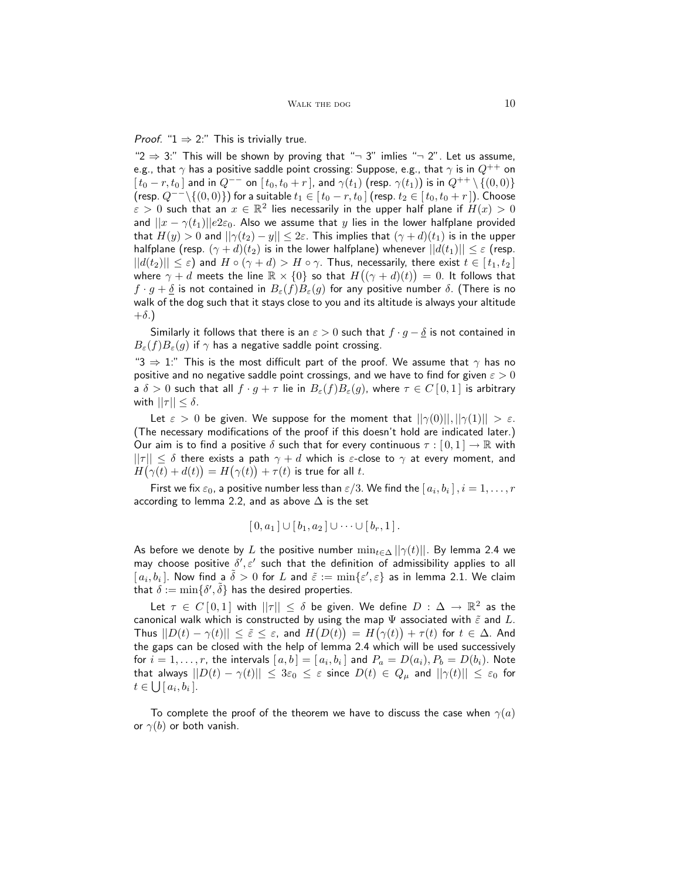*Proof.* "1 ⇒ 2:" This is trivially true.

"2 ⇒ 3:" This will be shown by proving that "¬ 3" imlies "¬ 2". Let us assume, e.g., that $\gamma$ has a positive saddle point crossing: Suppose, e.g., that $\gamma$ is in $Q^{++}$ on $[\,t_0 - r, t_0\,]$ and in $Q^{--}$ on $[\,t_0, t_0 + r\,]$, and $\gamma(t_1)$ (resp. $\gamma(t_1)$) is in $Q^{++} \setminus \{(0,0)\}$ (resp. $Q^{--} \setminus \{(0,0)\}$) for a suitable $t_1 \in [\,t_0 - r, t_0\,]$ (resp. $t_2 \in [\,t_0, t_0 + r\,]$). Choose $\varepsilon > 0$ such that an $x \in \mathbb{R}^2$ lies necessarily in the upper half plane if $H(x) > 0$ and $||x - \gamma(t_1)||e2\varepsilon_0$. Also we assume that $y$ lies in the lower halfplane provided that $H(y) > 0$ and $||\gamma(t_2) - y|| \leq 2\varepsilon$. This implies that $(\gamma + d)(t_1)$ is in the upper halfplane (resp. $(\gamma + d)(t_2)$ is in the lower halfplane) whenever $||d(t_1)|| \leq \varepsilon$ (resp. $||d(t_2)|| \leq \varepsilon$) and $H \circ (\gamma + d) > H \circ \gamma$. Thus, necessarily, there exist $t \in [\,t_1, t_2\,]$ where $\gamma + d$ meets the line $\mathbb{R} \times \{0\}$ so that $H\big((\gamma + d)(t)\big) = 0$. It follows that $f \cdot g + \underline{\delta}$ is not contained in $B_\varepsilon(f)B_\varepsilon(g)$ for any positive number $\delta$. (There is no walk of the dog such that it stays close to you and its altitude is always your altitude $+\delta$.)

Similarly it follows that there is an $\varepsilon > 0$ such that $f \cdot g - \underline{\delta}$ is not contained in $B_\varepsilon(f)B_\varepsilon(g)$ if $\gamma$ has a negative saddle point crossing.

"3 ⇒ 1:" This is the most difficult part of the proof. We assume that $\gamma$ has no positive and no negative saddle point crossings, and we have to find for given $\varepsilon > 0$ a $\delta > 0$ such that all $f \cdot g + \tau$ lie in $B_\varepsilon(f)B_\varepsilon(g)$, where $\tau \in C\,[\,0,1\,]$ is arbitrary with $||\tau|| \leq \delta$.

Let $\varepsilon > 0$ be given. We suppose for the moment that $||\gamma(0)||, ||\gamma(1)|| > \varepsilon$. (The necessary modifications of the proof if this doesn't hold are indicated later.) Our aim is to find a positive $\delta$ such that for every continuous $\tau : [\,0,1\,] \to \mathbb{R}$ with $||\tau|| \leq \delta$ there exists a path $\gamma + d$ which is $\varepsilon$-close to $\gamma$ at every moment, and $H\big(\gamma(t) + d(t)\big) = H\big(\gamma(t)\big) + \tau(t)$ is true for all $t$.

First we fix $\varepsilon_0$, a positive number less than $\varepsilon/3$. We find the $[\,a_i, b_i\,]$, $i = 1, \ldots, r$ according to lemma 2.2, and as above $\Delta$ is the set

$$[\,0, a_1\,] \cup [\,b_1, a_2\,] \cup \cdots \cup [\,b_r, 1\,]\,.$$

As before we denote by $L$ the positive number $\min_{t \in \Delta} ||\gamma(t)||$. By lemma 2.4 we may choose positive $\delta', \varepsilon'$ such that the definition of admissibility applies to all $[\,a_i, b_i\,]$. Now find a $\tilde{\delta} > 0$ for $L$ and $\tilde{\varepsilon} := \min\{\varepsilon', \varepsilon\}$ as in lemma 2.1. We claim that $\delta := \min\{\delta', \tilde{\delta}\}$ has the desired properties.

Let $\tau \in C\,[\,0,1\,]$ with $||\tau|| \leq \delta$ be given. We define $D : \Delta \to \mathbb{R}^2$ as the canonical walk which is constructed by using the map $\Psi$ associated with $\tilde{\varepsilon}$ and $L$. Thus $||D(t) - \gamma(t)|| \leq \tilde{\varepsilon} \leq \varepsilon$, and $H\big(D(t)\big) = H\big(\gamma(t)\big) + \tau(t)$ for $t \in \Delta$. And the gaps can be closed with the help of lemma 2.4 which will be used successively for $i = 1, \ldots, r$, the intervals $[\,a, b\,] = [\,a_i, b_i\,]$ and $P_a = D(a_i), P_b = D(b_i)$. Note that always $||D(t) - \gamma(t)|| \leq 3\varepsilon_0 \leq \varepsilon$ since $D(t) \in Q_\mu$ and $||\gamma(t)|| \leq \varepsilon_0$ for $t \in \bigcup [\,a_i, b_i\,]$.

To complete the proof of the theorem we have to discuss the case when $\gamma(a)$ or $\gamma(b)$ or both vanish.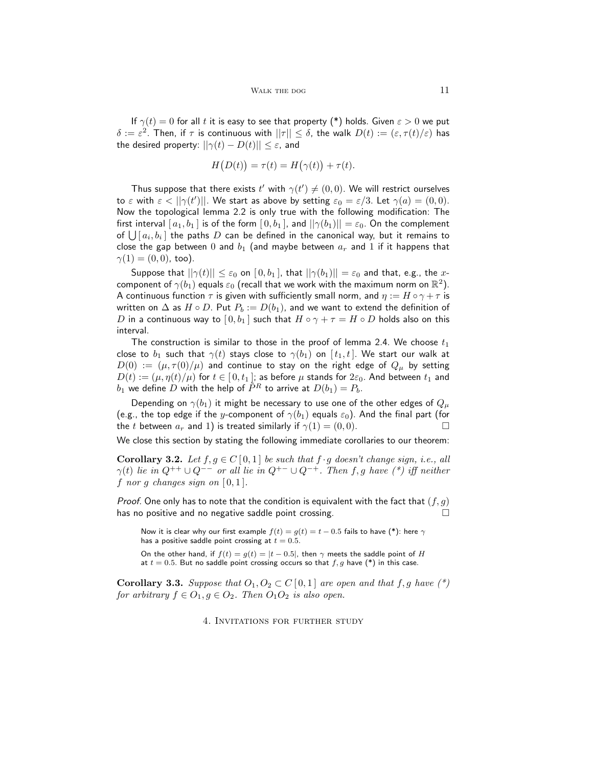If $\gamma(t) = 0$ for all $t$ it is easy to see that property (*) holds. Given $\varepsilon > 0$ we put $\delta := \varepsilon^2$. Then, if $\tau$ is continuous with $||\tau|| \leq \delta$, the walk $D(t) := (\varepsilon, \tau(t)/\varepsilon)$ has the desired property: $||\gamma(t) - D(t)|| \leq \varepsilon$, and

$$H\big(D(t)\big) = \tau(t) = H\big(\gamma(t)\big) + \tau(t).$$

Thus suppose that there exists $t'$ with $\gamma(t') \neq (0,0)$. We will restrict ourselves to $\varepsilon$ with $\varepsilon < ||\gamma(t')||$. We start as above by setting $\varepsilon_0 = \varepsilon/3$. Let $\gamma(a) = (0,0)$. Now the topological lemma 2.2 is only true with the following modification: The first interval $[\,a_1, b_1\,]$ is of the form $[\,0, b_1\,]$, and $||\gamma(b_1)|| = \varepsilon_0$. On the complement of $\bigcup [\,a_i, b_i\,]$ the paths $D$ can be defined in the canonical way, but it remains to close the gap between 0 and $b_1$ (and maybe between $a_r$ and 1 if it happens that $\gamma(1) = (0,0)$, too).

Suppose that $||\gamma(t)|| \leq \varepsilon_0$ on $[\,0, b_1\,]$, that $||\gamma(b_1)|| = \varepsilon_0$ and that, e.g., the $x$-component of $\gamma(b_1)$ equals $\varepsilon_0$ (recall that we work with the maximum norm on $\mathbb{R}^2$). A continuous function $\tau$ is given with sufficiently small norm, and $\eta := H \circ \gamma + \tau$ is written on $\Delta$ as $H \circ D$. Put $P_b := D(b_1)$, and we want to extend the definition of $D$ in a continuous way to $[\,0, b_1\,]$ such that $H \circ \gamma + \tau = H \circ D$ holds also on this interval.

The construction is similar to those in the proof of lemma 2.4. We choose $t_1$ close to $b_1$ such that $\gamma(t)$ stays close to $\gamma(b_1)$ on $[\,t_1, t\,]$. We start our walk at $D(0) := (\mu, \tau(0)/\mu)$ and continue to stay on the right edge of $Q_\mu$ by setting $D(t) := (\mu, \eta(t)/\mu)$ for $t \in [\,0, t_1\,]$; as before $\mu$ stands for $2\varepsilon_0$. And between $t_1$ and $b_1$ we define $D$ with the help of $\tilde{P}^R$ to arrive at $D(b_1) = P_b$.

Depending on $\gamma(b_1)$ it might be necessary to use one of the other edges of $Q_\mu$ (e.g., the top edge if the $y$-component of $\gamma(b_1)$ equals $\varepsilon_0$). And the final part (for the $t$ between $a_r$ and 1) is treated similarly if $\gamma(1) = (0,0)$. □

We close this section by stating the following immediate corollaries to our theorem:

**Corollary 3.2.** *Let $f, g \in C\,[\,0,1\,]$ be such that $f \cdot g$ doesn't change sign, i.e., all $\gamma(t)$ lie in $Q^{++} \cup Q^{--}$ or all lie in $Q^{+-} \cup Q^{-+}$. Then $f, g$ have (\*) iff neither $f$ nor $g$ changes sign on $[\,0,1\,]$.*

*Proof.* One only has to note that the condition is equivalent with the fact that $(f, g)$ has no positive and no negative saddle point crossing. □

> Now it is clear why our first example $f(t) = g(t) = t - 0.5$ fails to have (*): here $\gamma$ has a positive saddle point crossing at $t = 0.5$.
>
> On the other hand, if $f(t) = g(t) = |t - 0.5|$, then $\gamma$ meets the saddle point of $H$ at $t = 0.5$. But no saddle point crossing occurs so that $f, g$ have (*) in this case.

**Corollary 3.3.** *Suppose that $O_1, O_2 \subset C\,[\,0,1\,]$ are open and that $f, g$ have (\*) for arbitrary $f \in O_1, g \in O_2$. Then $O_1 O_2$ is also open.*

## 4. Invitations for further study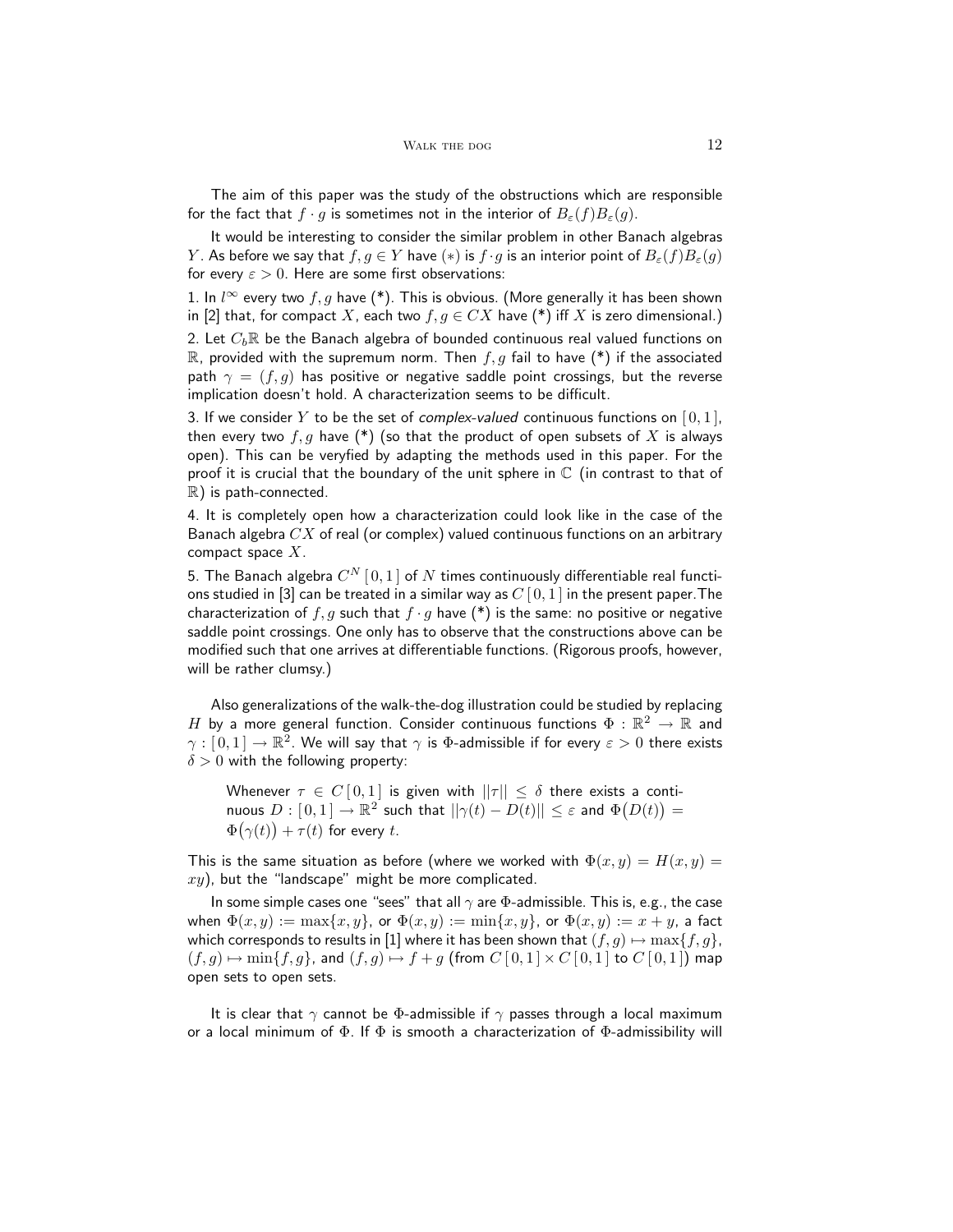The aim of this paper was the study of the obstructions which are responsible for the fact that $f \cdot g$ is sometimes not in the interior of $B_\varepsilon(f)B_\varepsilon(g)$.

It would be interesting to consider the similar problem in other Banach algebras $Y$. As before we say that $f, g \in Y$ have $(*)$ is $f \cdot g$ is an interior point of $B_\varepsilon(f)B_\varepsilon(g)$ for every $\varepsilon > 0$. Here are some first observations:

1. In $l^\infty$ every two $f, g$ have (*). This is obvious. (More generally it has been shown in [2] that, for compact $X$, each two $f, g \in CX$ have (*) iff $X$ is zero dimensional.)

2. Let $C_b\mathbb{R}$ be the Banach algebra of bounded continuous real valued functions on $\mathbb{R}$, provided with the supremum norm. Then $f, g$ fail to have (*) if the associated path $\gamma = (f, g)$ has positive or negative saddle point crossings, but the reverse implication doesn't hold. A characterization seems to be difficult.

3. If we consider $Y$ to be the set of *complex-valued* continuous functions on $[0, 1]$, then every two $f, g$ have (*) (so that the product of open subsets of $X$ is always open). This can be veryfied by adapting the methods used in this paper. For the proof it is crucial that the boundary of the unit sphere in $\mathbb{C}$ (in contrast to that of $\mathbb{R}$) is path-connected.

4. It is completely open how a characterization could look like in the case of the Banach algebra $CX$ of real (or complex) valued continuous functions on an arbitrary compact space $X$.

5. The Banach algebra $C^N[0, 1]$ of $N$ times continuously differentiable real functions studied in [3] can be treated in a similar way as $C[0, 1]$ in the present paper.The characterization of $f, g$ such that $f \cdot g$ have (*) is the same: no positive or negative saddle point crossings. One only has to observe that the constructions above can be modified such that one arrives at differentiable functions. (Rigorous proofs, however, will be rather clumsy.)

Also generalizations of the walk-the-dog illustration could be studied by replacing $H$ by a more general function. Consider continuous functions $\Phi : \mathbb{R}^2 \to \mathbb{R}$ and $\gamma : [0, 1] \to \mathbb{R}^2$. We will say that $\gamma$ is $\Phi$-admissible if for every $\varepsilon > 0$ there exists $\delta > 0$ with the following property:

> Whenever $\tau \in C[0, 1]$ is given with $||\tau|| \le \delta$ there exists a continuous $D : [0, 1] \to \mathbb{R}^2$ such that $||\gamma(t) - D(t)|| \le \varepsilon$ and $\Phi\big(D(t)\big) = \Phi\big(\gamma(t)\big) + \tau(t)$ for every $t$.

This is the same situation as before (where we worked with $\Phi(x, y) = H(x, y) = xy$), but the "landscape" might be more complicated.

In some simple cases one "sees" that all $\gamma$ are $\Phi$-admissible. This is, e.g., the case when $\Phi(x, y) := \max\{x, y\}$, or $\Phi(x, y) := \min\{x, y\}$, or $\Phi(x, y) := x + y$, a fact which corresponds to results in [1] where it has been shown that $(f, g) \mapsto \max\{f, g\}$, $(f, g) \mapsto \min\{f, g\}$, and $(f, g) \mapsto f + g$ (from $C[0, 1] \times C[0, 1]$ to $C[0, 1]$) map open sets to open sets.

It is clear that $\gamma$ cannot be $\Phi$-admissible if $\gamma$ passes through a local maximum or a local minimum of $\Phi$. If $\Phi$ is smooth a characterization of $\Phi$-admissibility will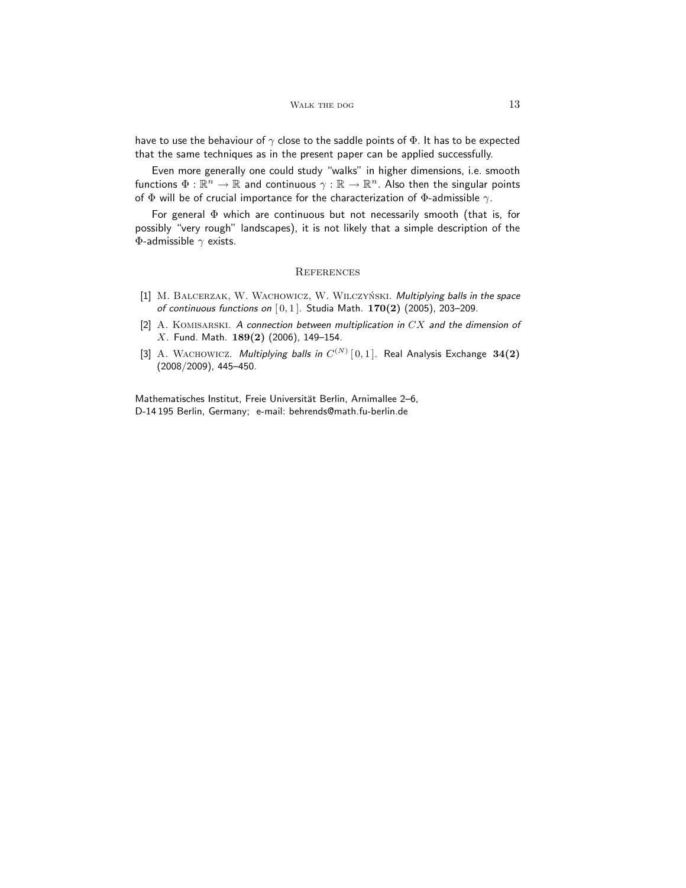have to use the behaviour of $\gamma$ close to the saddle points of $\Phi$. It has to be expected that the same techniques as in the present paper can be applied successfully.

Even more generally one could study "walks" in higher dimensions, i.e. smooth functions $\Phi : \mathbb{R}^n \to \mathbb{R}$ and continuous $\gamma : \mathbb{R} \to \mathbb{R}^n$. Also then the singular points of $\Phi$ will be of crucial importance for the characterization of $\Phi$-admissible $\gamma$.

For general $\Phi$ which are continuous but not necessarily smooth (that is, for possibly "very rough" landscapes), it is not likely that a simple description of the $\Phi$-admissible $\gamma$ exists.

## References

[1] M. Balcerzak, W. Wachowicz, W. Wilczyński. *Multiplying balls in the space of continuous functions on* $[0,1]$. Studia Math. **170(2)** (2005), 203–209.

[2] A. Komisarski. *A connection between multiplication in* $CX$ *and the dimension of* $X$. Fund. Math. **189(2)** (2006), 149–154.

[3] A. Wachowicz. *Multiplying balls in* $C^{(N)}[0,1]$. Real Analysis Exchange **34(2)** (2008/2009), 445–450.

Mathematisches Institut, Freie Universität Berlin, Arnimallee 2–6,
D-14 195 Berlin, Germany; e-mail: behrends@math.fu-berlin.de